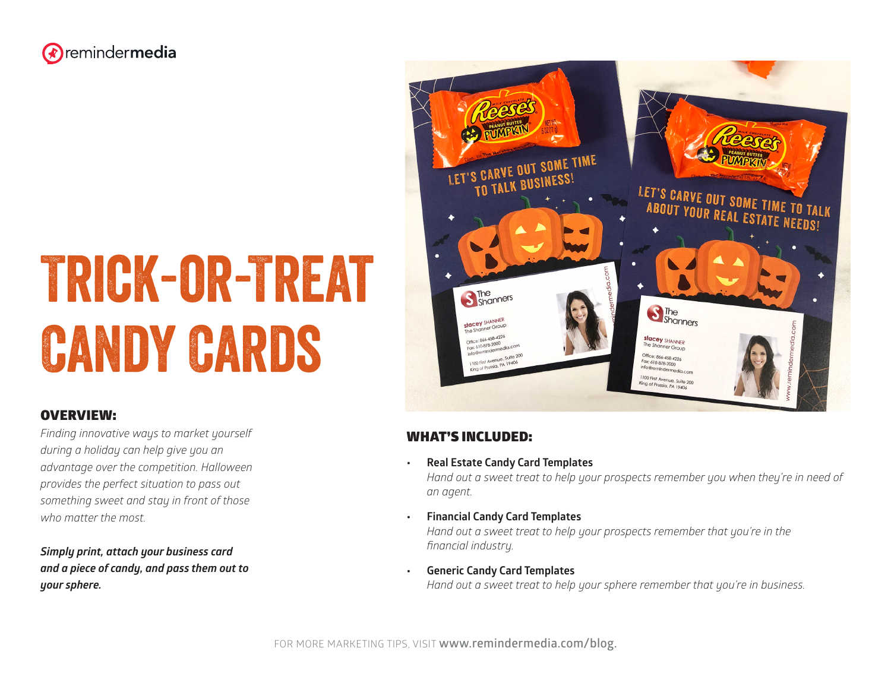remindermedia

# TRICK-OR-TREAT CANDY CARDS

## OVERVIEW:

*Finding innovative ways to market yourself during a holiday can help give you an advantage over the competition. Halloween provides the perfect situation to pass out something sweet and stay in front of those who matter the most.*

***Simply print, attach your business card and a piece of candy, and pass them out to your sphere.***

## WHAT'S INCLUDED:

- **Real Estate Candy Card Templates**
  *Hand out a sweet treat to help your prospects remember you when they're in need of an agent.*
- **Financial Candy Card Templates**
  *Hand out a sweet treat to help your prospects remember that you're in the financial industry.*
- **Generic Candy Card Templates**
  *Hand out a sweet treat to help your sphere remember that you're in business.*

FOR MORE MARKETING TIPS, VISIT www.remindermedia.com/blog.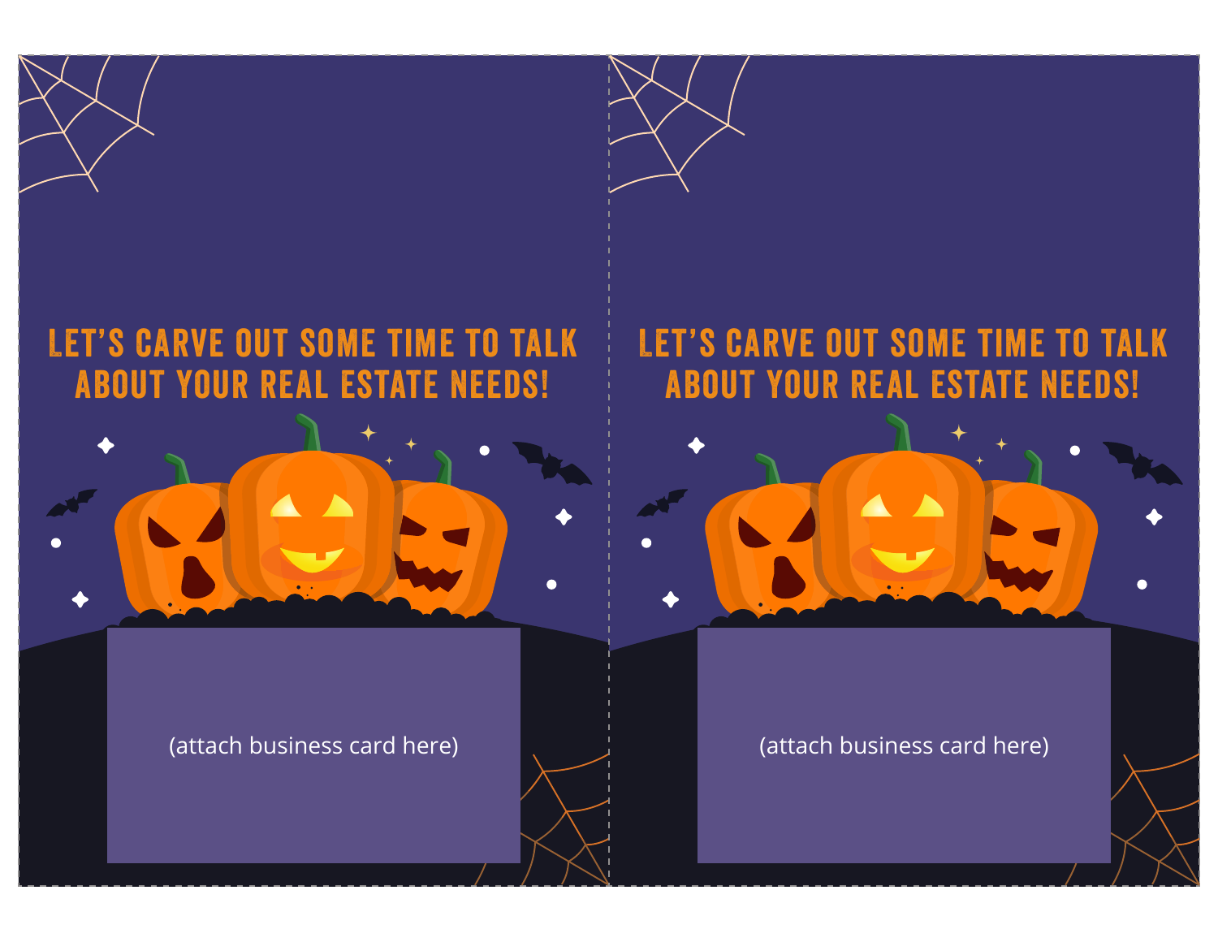LET'S CARVE OUT SOME TIME TO TALK ABOUT YOUR REAL ESTATE NEEDS!

(attach business card here)

LET'S CARVE OUT SOME TIME TO TALK ABOUT YOUR REAL ESTATE NEEDS!

(attach business card here)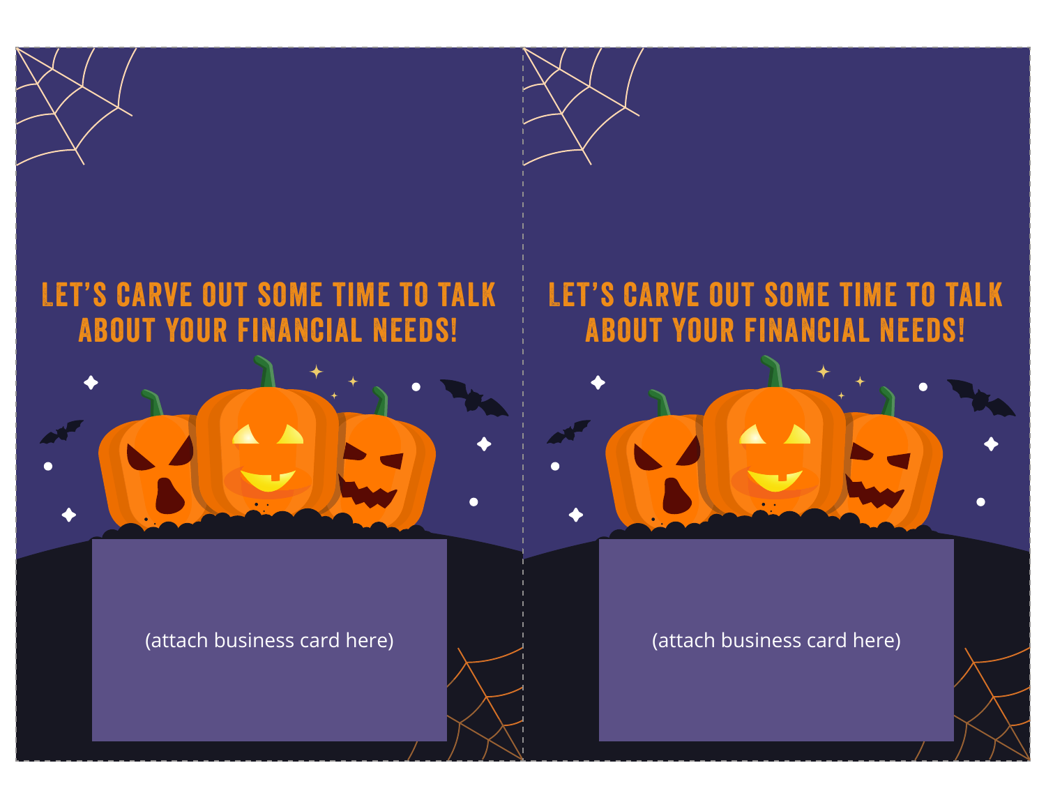LET'S CARVE OUT SOME TIME TO TALK ABOUT YOUR FINANCIAL NEEDS!

(attach business card here)

LET'S CARVE OUT SOME TIME TO TALK ABOUT YOUR FINANCIAL NEEDS!

(attach business card here)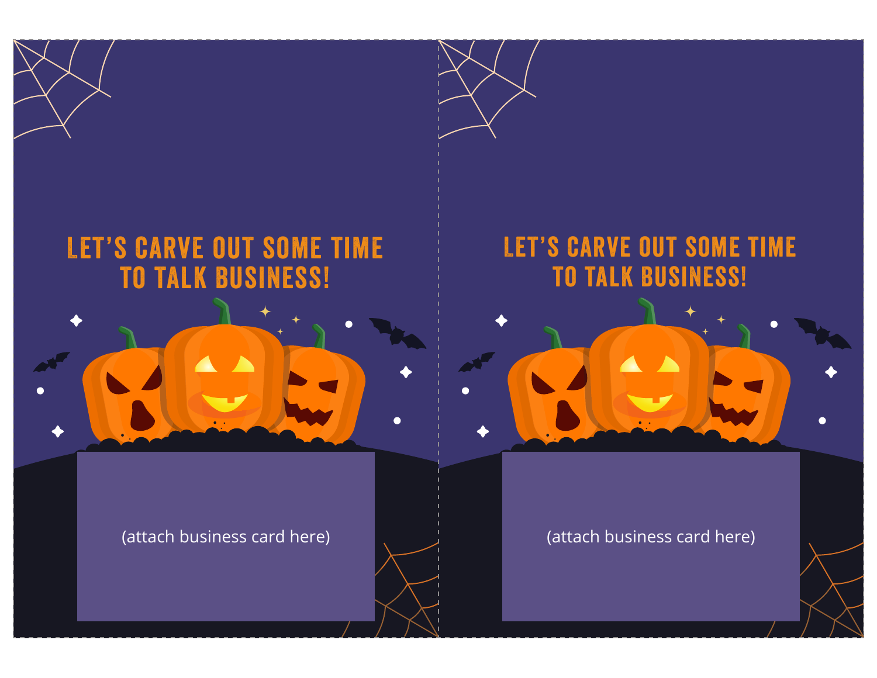LET'S CARVE OUT SOME TIME TO TALK BUSINESS!

(attach business card here)

LET'S CARVE OUT SOME TIME TO TALK BUSINESS!

(attach business card here)